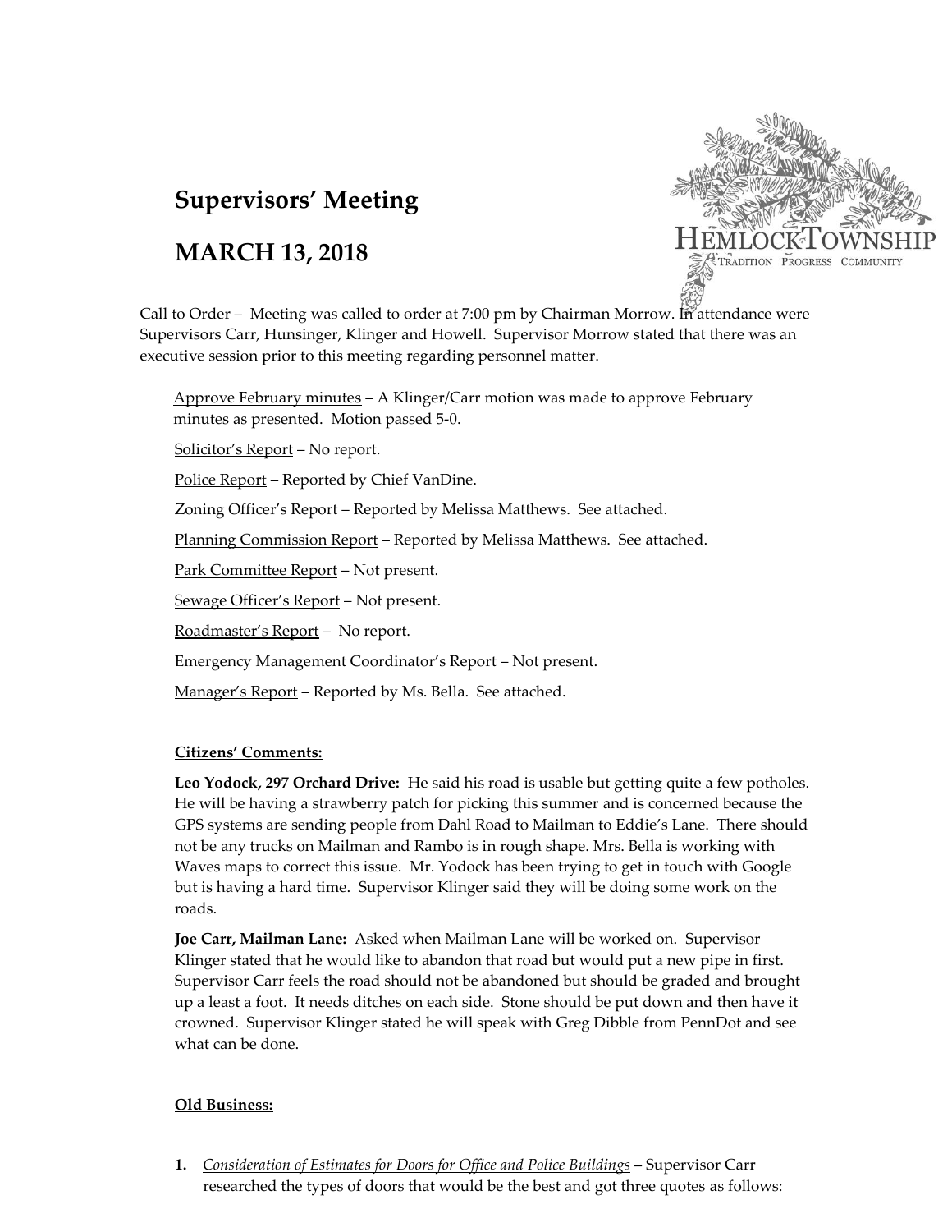# Supervisors' Meeting

## MARCH 13, 2018

HEMLOCK TOWNSHIP
TRADITION PROGRESS COMMUNITY

Call to Order – Meeting was called to order at 7:00 pm by Chairman Morrow. In attendance were Supervisors Carr, Hunsinger, Klinger and Howell. Supervisor Morrow stated that there was an executive session prior to this meeting regarding personnel matter.

<u>Approve February minutes</u> – A Klinger/Carr motion was made to approve February minutes as presented. Motion passed 5-0.

<u>Solicitor's Report</u> – No report.

<u>Police Report</u> – Reported by Chief VanDine.

<u>Zoning Officer's Report</u> – Reported by Melissa Matthews. See attached.

<u>Planning Commission Report</u> – Reported by Melissa Matthews. See attached.

<u>Park Committee Report</u> – Not present.

<u>Sewage Officer's Report</u> – Not present.

<u>Roadmaster's Report</u> – No report.

<u>Emergency Management Coordinator's Report</u> – Not present.

<u>Manager's Report</u> – Reported by Ms. Bella. See attached.

**<u>Citizens' Comments:</u>**

**Leo Yodock, 297 Orchard Drive:** He said his road is usable but getting quite a few potholes. He will be having a strawberry patch for picking this summer and is concerned because the GPS systems are sending people from Dahl Road to Mailman to Eddie's Lane. There should not be any trucks on Mailman and Rambo is in rough shape. Mrs. Bella is working with Waves maps to correct this issue. Mr. Yodock has been trying to get in touch with Google but is having a hard time. Supervisor Klinger said they will be doing some work on the roads.

**Joe Carr, Mailman Lane:** Asked when Mailman Lane will be worked on. Supervisor Klinger stated that he would like to abandon that road but would put a new pipe in first. Supervisor Carr feels the road should not be abandoned but should be graded and brought up a least a foot. It needs ditches on each side. Stone should be put down and then have it crowned. Supervisor Klinger stated he will speak with Greg Dibble from PennDot and see what can be done.

**<u>Old Business:</u>**

1. *<u>Consideration of Estimates for Doors for Office and Police Buildings</u>* **–** Supervisor Carr researched the types of doors that would be the best and got three quotes as follows: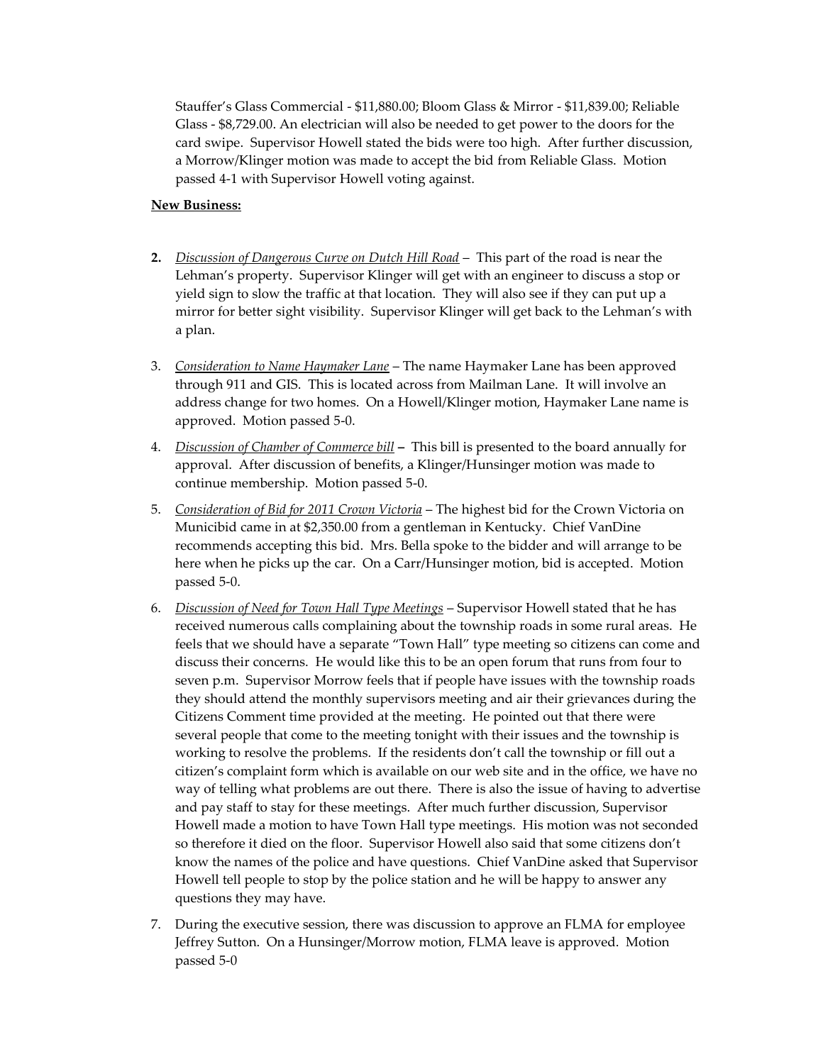Stauffer's Glass Commercial - $11,880.00; Bloom Glass & Mirror - $11,839.00; Reliable Glass - $8,729.00. An electrician will also be needed to get power to the doors for the card swipe. Supervisor Howell stated the bids were too high. After further discussion, a Morrow/Klinger motion was made to accept the bid from Reliable Glass. Motion passed 4-1 with Supervisor Howell voting against.

**New Business:**

2. *Discussion of Dangerous Curve on Dutch Hill Road* – This part of the road is near the Lehman's property. Supervisor Klinger will get with an engineer to discuss a stop or yield sign to slow the traffic at that location. They will also see if they can put up a mirror for better sight visibility. Supervisor Klinger will get back to the Lehman's with a plan.

3. *Consideration to Name Haymaker Lane* – The name Haymaker Lane has been approved through 911 and GIS. This is located across from Mailman Lane. It will involve an address change for two homes. On a Howell/Klinger motion, Haymaker Lane name is approved. Motion passed 5-0.

4. *Discussion of Chamber of Commerce bill* – This bill is presented to the board annually for approval. After discussion of benefits, a Klinger/Hunsinger motion was made to continue membership. Motion passed 5-0.

5. *Consideration of Bid for 2011 Crown Victoria* – The highest bid for the Crown Victoria on Municibid came in at $2,350.00 from a gentleman in Kentucky. Chief VanDine recommends accepting this bid. Mrs. Bella spoke to the bidder and will arrange to be here when he picks up the car. On a Carr/Hunsinger motion, bid is accepted. Motion passed 5-0.

6. *Discussion of Need for Town Hall Type Meetings* – Supervisor Howell stated that he has received numerous calls complaining about the township roads in some rural areas. He feels that we should have a separate "Town Hall" type meeting so citizens can come and discuss their concerns. He would like this to be an open forum that runs from four to seven p.m. Supervisor Morrow feels that if people have issues with the township roads they should attend the monthly supervisors meeting and air their grievances during the Citizens Comment time provided at the meeting. He pointed out that there were several people that come to the meeting tonight with their issues and the township is working to resolve the problems. If the residents don't call the township or fill out a citizen's complaint form which is available on our web site and in the office, we have no way of telling what problems are out there. There is also the issue of having to advertise and pay staff to stay for these meetings. After much further discussion, Supervisor Howell made a motion to have Town Hall type meetings. His motion was not seconded so therefore it died on the floor. Supervisor Howell also said that some citizens don't know the names of the police and have questions. Chief VanDine asked that Supervisor Howell tell people to stop by the police station and he will be happy to answer any questions they may have.

7. During the executive session, there was discussion to approve an FLMA for employee Jeffrey Sutton. On a Hunsinger/Morrow motion, FLMA leave is approved. Motion passed 5-0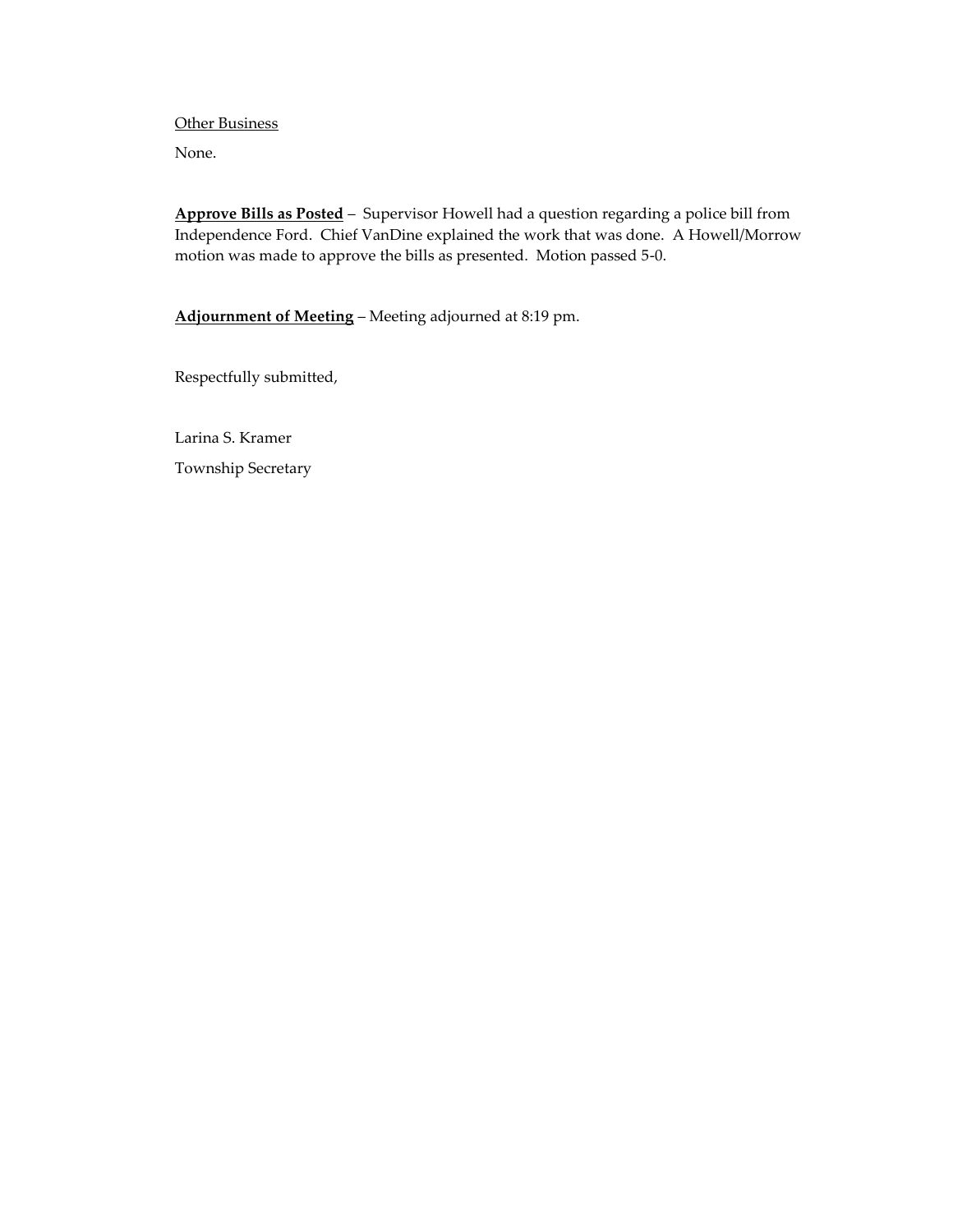<u>Other Business</u>

None.

<u>**Approve Bills as Posted**</u> – Supervisor Howell had a question regarding a police bill from Independence Ford. Chief VanDine explained the work that was done. A Howell/Morrow motion was made to approve the bills as presented. Motion passed 5-0.

<u>**Adjournment of Meeting**</u> – Meeting adjourned at 8:19 pm.

Respectfully submitted,

Larina S. Kramer

Township Secretary